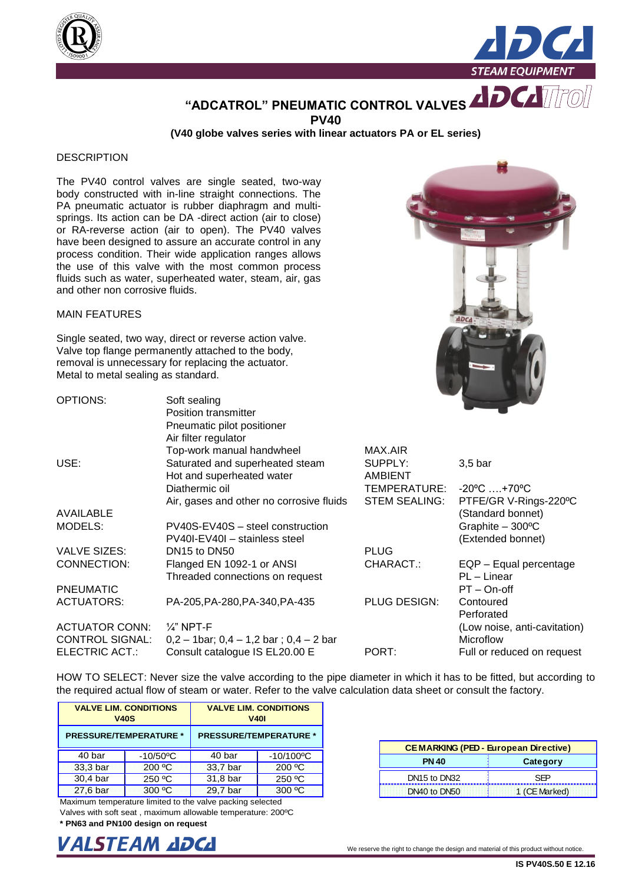# "ADCATROL" PNEUMATIC CONTROL VALVES

## PV40

### (V40 globe valves series with linear actuators PA or EL series)

DESCRIPTION

The PV40 control valves are single seated, two-way body constructed with in-line straight connections. The PA pneumatic actuator is rubber diaphragm and multi-springs. Its action can be DA -direct action (air to close) or RA-reverse action (air to open). The PV40 valves have been designed to assure an accurate control in any process condition. Their wide application ranges allows the use of this valve with the most common process fluids such as water, superheated water, steam, air, gas and other non corrosive fluids.

MAIN FEATURES

Single seated, two way, direct or reverse action valve.
Valve top flange permanently attached to the body, removal is unnecessary for replacing the actuator.
Metal to metal sealing as standard.

| | |
|---|---|
| OPTIONS: | Soft sealing<br>Position transmitter<br>Pneumatic pilot positioner<br>Air filter regulator<br>Top-work manual handwheel |
| USE: | Saturated and superheated steam<br>Hot and superheated water<br>Diathermic oil<br>Air, gases and other no corrosive fluids |
| AVAILABLE MODELS: | PV40S-EV40S – steel construction<br>PV40I-EV40I – stainless steel |
| VALVE SIZES: | DN15 to DN50 |
| CONNECTION: | Flanged EN 1092-1 or ANSI<br>Threaded connections on request |
| PNEUMATIC ACTUATORS: | PA-205,PA-280,PA-340,PA-435 |
| ACTUATOR CONN: | ¼" NPT-F |
| CONTROL SIGNAL: | 0,2 – 1bar; 0,4 – 1,2 bar ; 0,4 – 2 bar |
| ELECTRIC ACT.: | Consult catalogue IS EL20.00 E |

| | |
|---|---|
| MAX.AIR SUPPLY: | 3,5 bar |
| AMBIENT TEMPERATURE: | -20ºC ….+70ºC |
| STEM SEALING: | PTFE/GR V-Rings-220ºC (Standard bonnet)<br>Graphite – 300ºC (Extended bonnet) |
| PLUG CHARACT.: | EQP – Equal percentage<br>PL – Linear<br>PT – On-off |
| PLUG DESIGN: | Contoured<br>Perforated (Low noise, anti-cavitation)<br>Microflow |
| PORT: | Full or reduced on request |

HOW TO SELECT: Never size the valve according to the pipe diameter in which it has to be fitted, but according to the required actual flow of steam or water. Refer to the valve calculation data sheet or consult the factory.

| VALVE LIM. CONDITIONS V40S | | VALVE LIM. CONDITIONS V40I | |
|---|---|---|---|
| PRESSURE/TEMPERATURE * | | PRESSURE/TEMPERATURE * | |
| 40 bar | -10/50ºC | 40 bar | -10/100ºC |
| 33,3 bar | 200 ºC | 33,7 bar | 200 ºC |
| 30,4 bar | 250 ºC | 31,8 bar | 250 ºC |
| 27,6 bar | 300 ºC | 29,7 bar | 300 ºC |

Maximum temperature limited to the valve packing selected
Valves with soft seat , maximum allowable temperature: 200ºC
**\* PN63 and PN100 design on request**

| CE MARKING (PED - European Directive) | |
|---|---|
| **PN 40** | **Category** |
| DN15 to DN32 | SEP |
| DN40 to DN50 | 1 (CE Marked) |

We reserve the right to change the design and material of this product without notice.

**IS PV40S.50 E 12.16**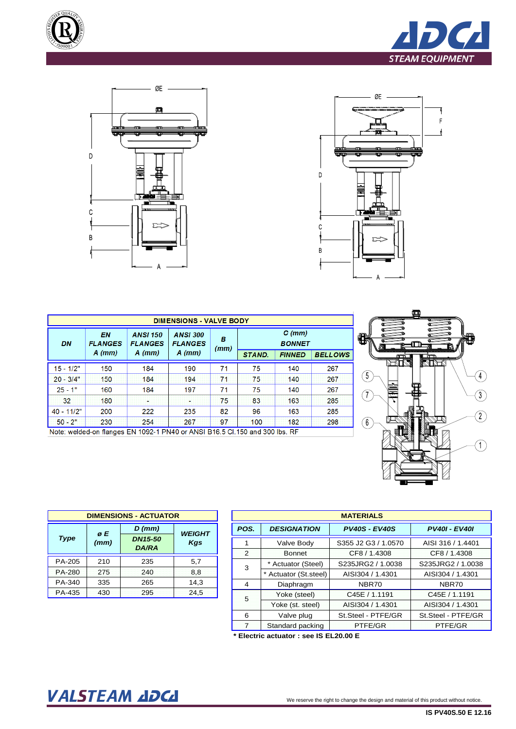## DIMENSIONS - VALVE BODY

| DN | EN FLANGES A (mm) | ANSI 150 FLANGES A (mm) | ANSI 300 FLANGES A (mm) | B (mm) | C (mm) BONNET STAND. | FINNED | BELLOWS |
|---|---|---|---|---|---|---|---|
| 15 - 1/2" | 150 | 184 | 190 | 71 | 75 | 140 | 267 |
| 20 - 3/4" | 150 | 184 | 194 | 71 | 75 | 140 | 267 |
| 25 - 1" | 160 | 184 | 197 | 71 | 75 | 140 | 267 |
| 32 | 180 | - | - | 75 | 83 | 163 | 285 |
| 40 - 11/2" | 200 | 222 | 235 | 82 | 96 | 163 | 285 |
| 50 - 2" | 230 | 254 | 267 | 97 | 100 | 182 | 298 |

Note: welded-on flanges EN 1092-1 PN40 or ANSI B16.5 Cl.150 and 300 lbs. RF

## DIMENSIONS - ACTUATOR

| Type | ø E (mm) | D (mm) DN15-50 DA/RA | WEIGHT Kgs |
|---|---|---|---|
| PA-205 | 210 | 235 | 5,7 |
| PA-280 | 275 | 240 | 8,8 |
| PA-340 | 335 | 265 | 14,3 |
| PA-435 | 430 | 295 | 24,5 |

## MATERIALS

| POS. | DESIGNATION | PV40S - EV40S | PV40I - EV40I |
|---|---|---|---|
| 1 | Valve Body | S355 J2 G3 / 1.0570 | AISI 316 / 1.4401 |
| 2 | Bonnet | CF8 / 1.4308 | CF8 / 1.4308 |
| 3 | * Actuator (Steel) | S235JRG2 / 1.0038 | S235JRG2 / 1.0038 |
| | * Actuator (St.steel) | AISI304 / 1.4301 | AISI304 / 1.4301 |
| 4 | Diaphragm | NBR70 | NBR70 |
| 5 | Yoke (steel) | C45E / 1.1191 | C45E / 1.1191 |
| | Yoke (st. steel) | AISI304 / 1.4301 | AISI304 / 1.4301 |
| 6 | Valve plug | St.Steel - PTFE/GR | St.Steel - PTFE/GR |
| 7 | Standard packing | PTFE/GR | PTFE/GR |

**\* Electric actuator : see IS EL20.00 E**

We reserve the right to change the design and material of this product without notice.

IS PV40S.50 E 12.16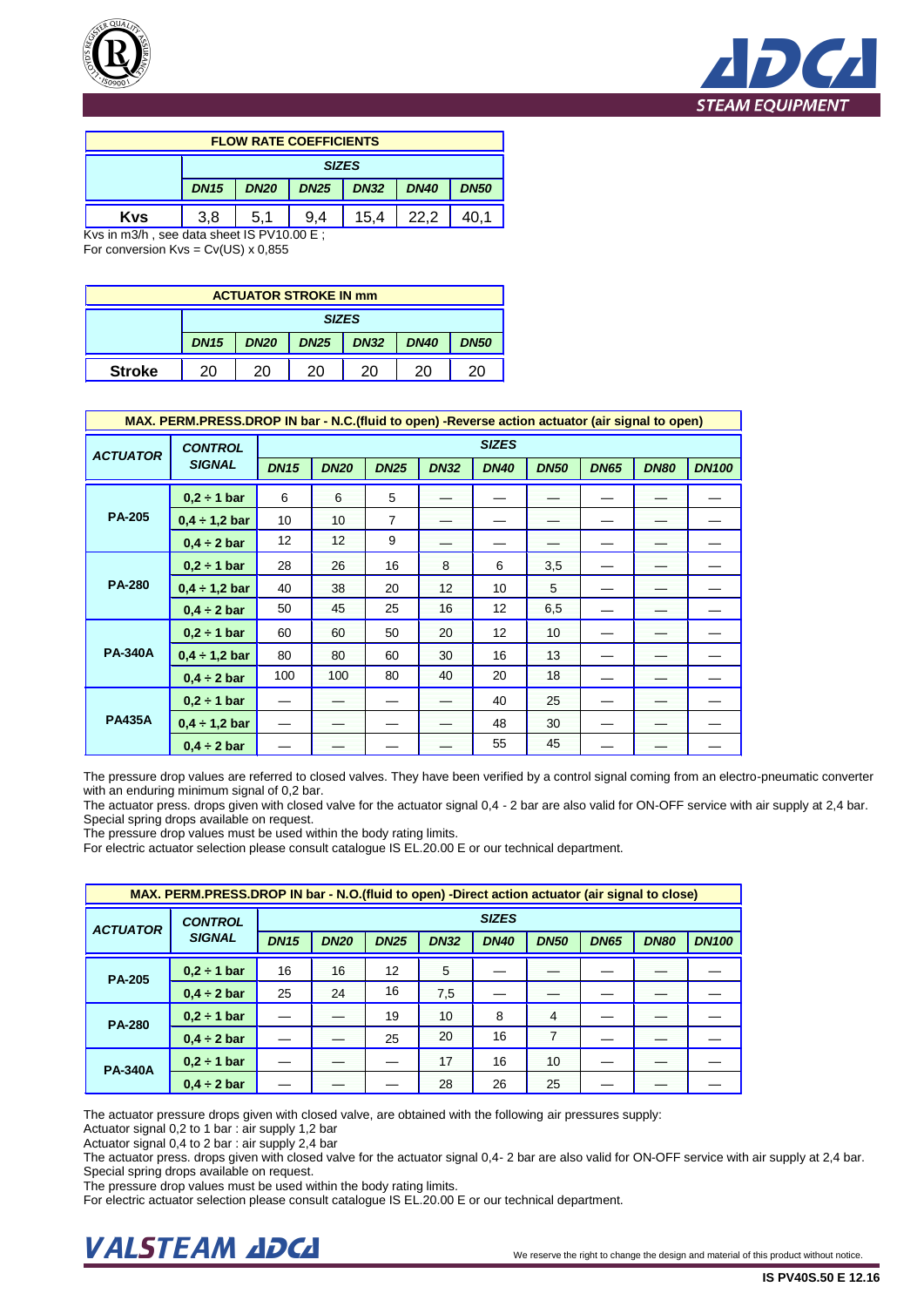| FLOW RATE COEFFICIENTS | | | | | | |
|---|---|---|---|---|---|---|
| | SIZES | | | | | |
| | DN15 | DN20 | DN25 | DN32 | DN40 | DN50 |
| Kvs | 3,8 | 5,1 | 9,4 | 15,4 | 22,2 | 40,1 |

Kvs in m3/h , see data sheet IS PV10.00 E ;
For conversion Kvs = Cv(US) x 0,855

| ACTUATOR STROKE IN mm | | | | | | |
|---|---|---|---|---|---|---|
| | SIZES | | | | | |
| | DN15 | DN20 | DN25 | DN32 | DN40 | DN50 |
| Stroke | 20 | 20 | 20 | 20 | 20 | 20 |

| MAX. PERM.PRESS.DROP IN bar - N.C.(fluid to open) -Reverse action actuator (air signal to open) | | | | | | | | | | |
|---|---|---|---|---|---|---|---|---|---|---|
| ACTUATOR | CONTROL SIGNAL | SIZES | | | | | | | | |
| | | DN15 | DN20 | DN25 | DN32 | DN40 | DN50 | DN65 | DN80 | DN100 |
| PA-205 | 0,2 ÷ 1 bar | 6 | 6 | 5 | — | — | — | — | — | — |
| | 0,4 ÷ 1,2 bar | 10 | 10 | 7 | — | — | — | — | — | — |
| | 0,4 ÷ 2 bar | 12 | 12 | 9 | — | — | — | — | — | — |
| PA-280 | 0,2 ÷ 1 bar | 28 | 26 | 16 | 8 | 6 | 3,5 | — | — | — |
| | 0,4 ÷ 1,2 bar | 40 | 38 | 20 | 12 | 10 | 5 | — | — | — |
| | 0,4 ÷ 2 bar | 50 | 45 | 25 | 16 | 12 | 6,5 | — | — | — |
| PA-340A | 0,2 ÷ 1 bar | 60 | 60 | 50 | 20 | 12 | 10 | — | — | — |
| | 0,4 ÷ 1,2 bar | 80 | 80 | 60 | 30 | 16 | 13 | — | — | — |
| | 0,4 ÷ 2 bar | 100 | 100 | 80 | 40 | 20 | 18 | — | — | — |
| PA435A | 0,2 ÷ 1 bar | — | — | — | — | 40 | 25 | — | — | — |
| | 0,4 ÷ 1,2 bar | — | — | — | — | 48 | 30 | — | — | — |
| | 0,4 ÷ 2 bar | — | — | — | — | 55 | 45 | — | — | — |

The pressure drop values are referred to closed valves. They have been verified by a control signal coming from an electro-pneumatic converter with an enduring minimum signal of 0,2 bar.
The actuator press. drops given with closed valve for the actuator signal 0,4 - 2 bar are also valid for ON-OFF service with air supply at 2,4 bar. Special spring drops available on request.
The pressure drop values must be used within the body rating limits.
For electric actuator selection please consult catalogue IS EL.20.00 E or our technical department.

| MAX. PERM.PRESS.DROP IN bar - N.O.(fluid to open) -Direct action actuator (air signal to close) | | | | | | | | | | |
|---|---|---|---|---|---|---|---|---|---|---|
| ACTUATOR | CONTROL SIGNAL | SIZES | | | | | | | | |
| | | DN15 | DN20 | DN25 | DN32 | DN40 | DN50 | DN65 | DN80 | DN100 |
| PA-205 | 0,2 ÷ 1 bar | 16 | 16 | 12 | 5 | — | — | — | — | — |
| | 0,4 ÷ 2 bar | 25 | 24 | 16 | 7,5 | — | — | — | — | — |
| PA-280 | 0,2 ÷ 1 bar | — | — | 19 | 10 | 8 | 4 | — | — | — |
| | 0,4 ÷ 2 bar | — | — | 25 | 20 | 16 | 7 | — | — | — |
| PA-340A | 0,2 ÷ 1 bar | — | — | — | 17 | 16 | 10 | — | — | — |
| | 0,4 ÷ 2 bar | — | — | — | 28 | 26 | 25 | — | — | — |

The actuator pressure drops given with closed valve, are obtained with the following air pressures supply:
Actuator signal 0,2 to 1 bar : air supply 1,2 bar
Actuator signal 0,4 to 2 bar : air supply 2,4 bar
The actuator press. drops given with closed valve for the actuator signal 0,4- 2 bar are also valid for ON-OFF service with air supply at 2,4 bar. Special spring drops available on request.
The pressure drop values must be used within the body rating limits.
For electric actuator selection please consult catalogue IS EL.20.00 E or our technical department.

We reserve the right to change the design and material of this product without notice.

IS PV40S.50 E 12.16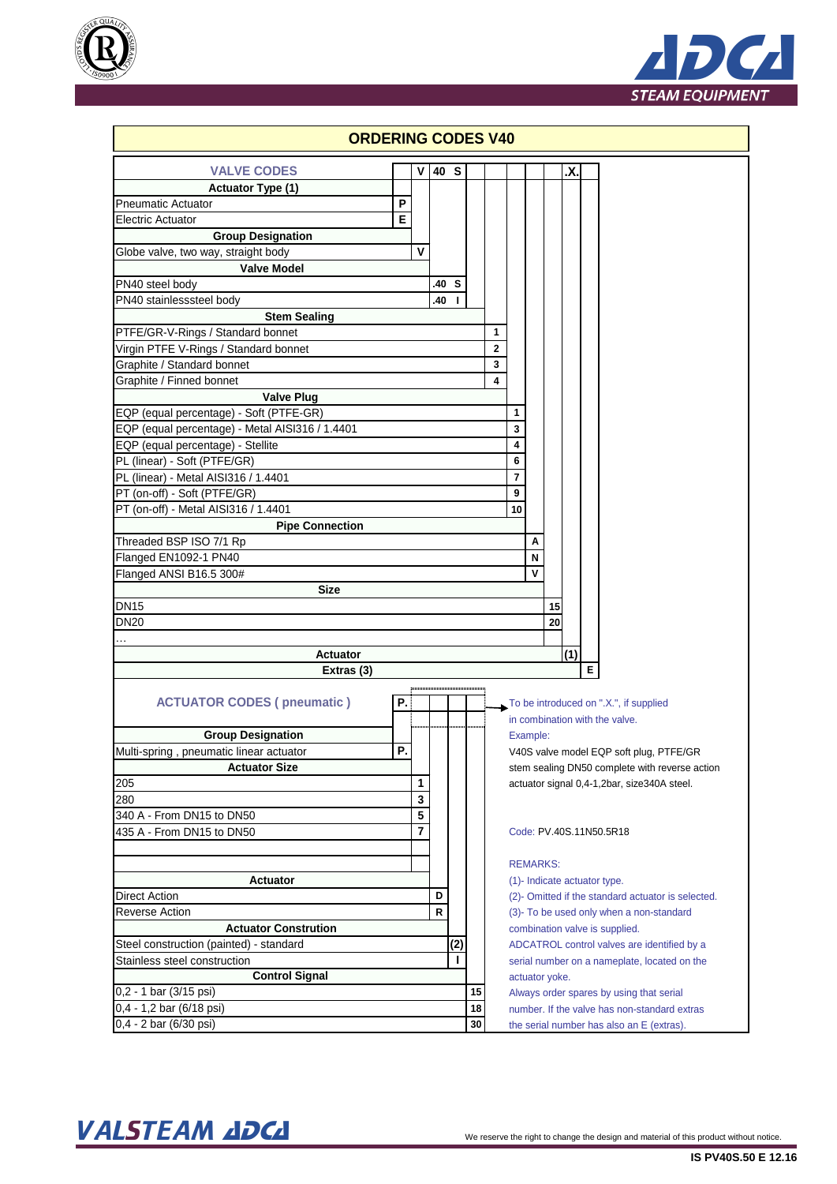## ORDERING CODES V40

| VALVE CODES | | V | 40 S | | | | | | .X. | |
|---|---|---|---|---|---|---|---|---|---|---|
| **Actuator Type (1)** | | | | | | | | | | |
| Pneumatic Actuator | P | | | | | | | | | |
| Electric Actuator | E | | | | | | | | | |
| **Group Designation** | | | | | | | | | | |
| Globe valve, two way, straight body | | V | | | | | | | | |
| **Valve Model** | | | | | | | | | | |
| PN40 steel body | | | .40 S | | | | | | | |
| PN40 stainlesssteel body | | | .40 I | | | | | | | |
| **Stem Sealing** | | | | | | | | | | |
| PTFE/GR-V-Rings / Standard bonnet | | | | | 1 | | | | | |
| Virgin PTFE V-Rings / Standard bonnet | | | | | 2 | | | | | |
| Graphite / Standard bonnet | | | | | 3 | | | | | |
| Graphite / Finned bonnet | | | | | 4 | | | | | |
| **Valve Plug** | | | | | | | | | | |
| EQP (equal percentage) - Soft (PTFE-GR) | | | | | | 1 | | | | |
| EQP (equal percentage) - Metal AISI316 / 1.4401 | | | | | | 3 | | | | |
| EQP (equal percentage) - Stellite | | | | | | 4 | | | | |
| PL (linear) - Soft (PTFE/GR) | | | | | | 6 | | | | |
| PL (linear) - Metal AISI316 / 1.4401 | | | | | | 7 | | | | |
| PT (on-off) - Soft (PTFE/GR) | | | | | | 9 | | | | |
| PT (on-off) - Metal AISI316 / 1.4401 | | | | | | 10 | | | | |
| **Pipe Connection** | | | | | | | | | | |
| Threaded BSP ISO 7/1 Rp | | | | | | | A | | | |
| Flanged EN1092-1 PN40 | | | | | | | N | | | |
| Flanged ANSI B16.5 300# | | | | | | | V | | | |
| **Size** | | | | | | | | | | |
| DN15 | | | | | | | | 15 | | |
| DN20 | | | | | | | | 20 | | |
| ... | | | | | | | | | | |
| **Actuator** | | | | | | | | | (1) | |
| **Extras (3)** | | | | | | | | | | E |

| ACTUATOR CODES ( pneumatic ) | P. | | | | |
|---|---|---|---|---|---|
| **Group Designation** | | | | | |
| Multi-spring , pneumatic linear actuator | P. | | | | |
| **Actuator Size** | | | | | |
| 205 | | 1 | | | |
| 280 | | 3 | | | |
| 340 A - From DN15 to DN50 | | 5 | | | |
| 435 A - From DN15 to DN50 | | 7 | | | |
| **Actuator** | | | | | |
| Direct Action | | | D | | |
| Reverse Action | | | R | | |
| **Actuator Constrution** | | | | | |
| Steel construction (painted) - standard | | | | (2) | |
| Stainless steel construction | | | | I | |
| **Control Signal** | | | | | |
| 0,2 - 1 bar (3/15 psi) | | | | | 15 |
| 0,4 - 1,2 bar (6/18 psi) | | | | | 18 |
| 0,4 - 2 bar (6/30 psi) | | | | | 30 |

To be introduced on ".X.", if supplied in combination with the valve.

Example:

V40S valve model EQP soft plug, PTFE/GR stem sealing DN50 complete with reverse action actuator signal 0,4-1,2bar, size340A steel.

Code: PV.40S.11N50.5R18

REMARKS:

(1)- Indicate actuator type.

(2)- Omitted if the standard actuator is selected.

(3)- To be used only when a non-standard combination valve is supplied.

ADCATROL control valves are identified by a serial number on a nameplate, located on the actuator yoke.

Always order spares by using that serial number. If the valve has non-standard extras the serial number has also an E (extras).

We reserve the right to change the design and material of this product without notice.

IS PV40S.50 E 12.16